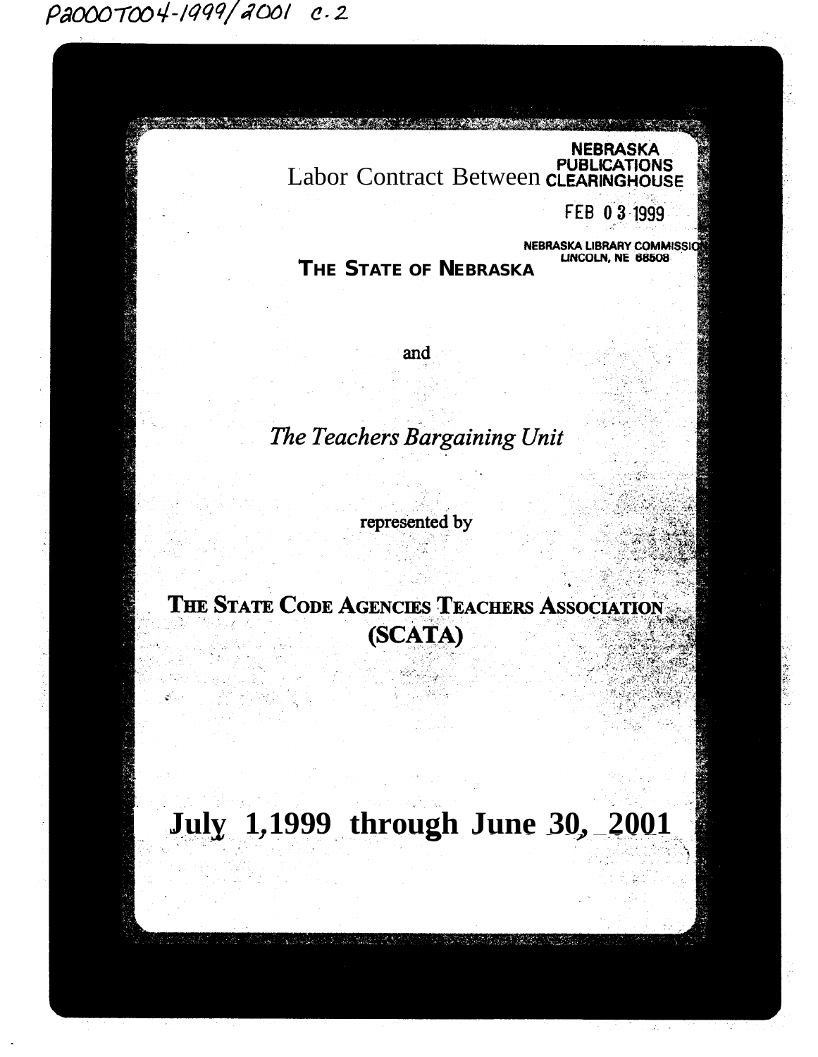P2000T004-1999/2001 c.2

NEBRASKA PUBLICATIONS CLEARINGHOUSE

FEB 03 1999

NEBRASKA LIBRARY COMMISSION
LINCOLN, NE 68508

# Labor Contract Between

## THE STATE OF NEBRASKA

and

*The Teachers Bargaining Unit*

represented by

## THE STATE CODE AGENCIES TEACHERS ASSOCIATION (SCATA)

# July 1,1999 through June 30, 2001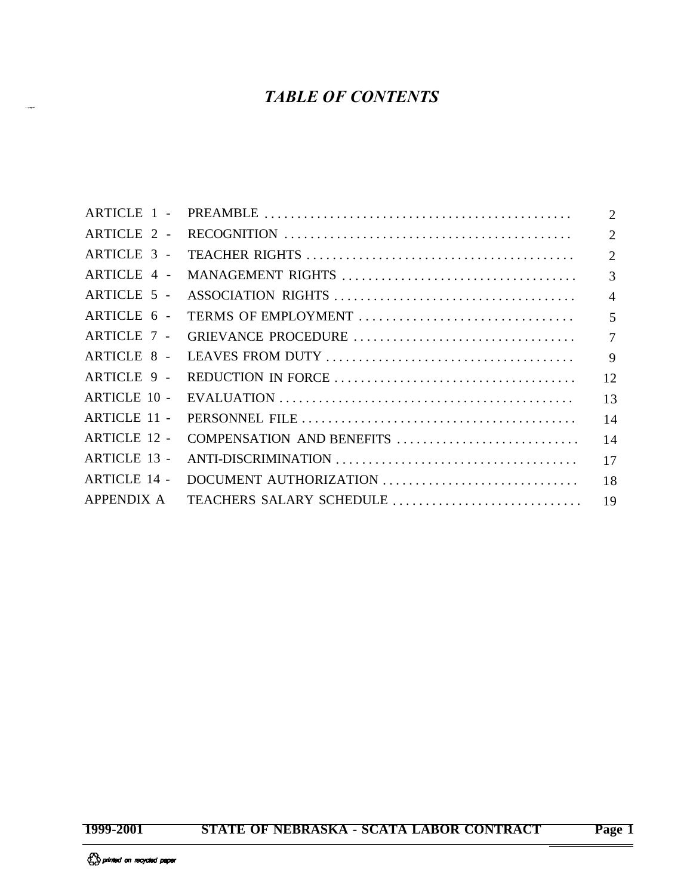# *TABLE OF CONTENTS*

| | | |
|---|---|---|
| ARTICLE 1 - | PREAMBLE | 2 |
| ARTICLE 2 - | RECOGNITION | 2 |
| ARTICLE 3 - | TEACHER RIGHTS | 2 |
| ARTICLE 4 - | MANAGEMENT RIGHTS | 3 |
| ARTICLE 5 - | ASSOCIATION RIGHTS | 4 |
| ARTICLE 6 - | TERMS OF EMPLOYMENT | 5 |
| ARTICLE 7 - | GRIEVANCE PROCEDURE | 7 |
| ARTICLE 8 - | LEAVES FROM DUTY | 9 |
| ARTICLE 9 - | REDUCTION IN FORCE | 12 |
| ARTICLE 10 - | EVALUATION | 13 |
| ARTICLE 11 - | PERSONNEL FILE | 14 |
| ARTICLE 12 - | COMPENSATION AND BENEFITS | 14 |
| ARTICLE 13 - | ANTI-DISCRIMINATION | 17 |
| ARTICLE 14 - | DOCUMENT AUTHORIZATION | 18 |
| APPENDIX A | TEACHERS SALARY SCHEDULE | 19 |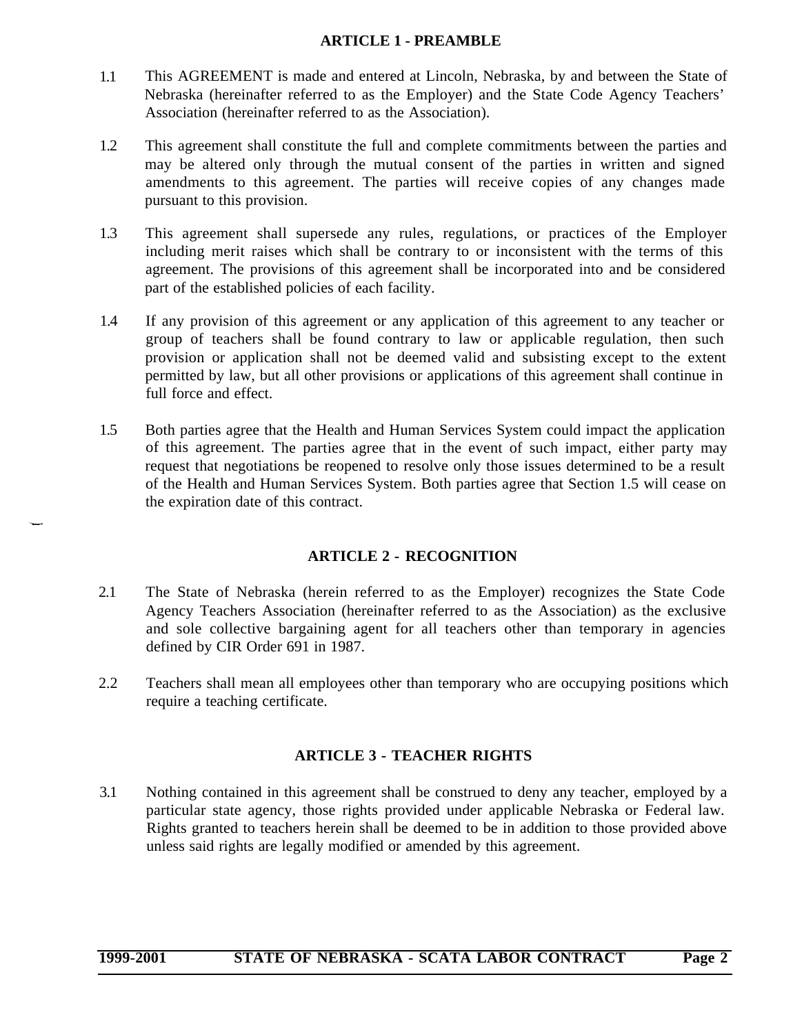## ARTICLE 1 - PREAMBLE

1.1 This AGREEMENT is made and entered at Lincoln, Nebraska, by and between the State of Nebraska (hereinafter referred to as the Employer) and the State Code Agency Teachers' Association (hereinafter referred to as the Association).

1.2 This agreement shall constitute the full and complete commitments between the parties and may be altered only through the mutual consent of the parties in written and signed amendments to this agreement. The parties will receive copies of any changes made pursuant to this provision.

1.3 This agreement shall supersede any rules, regulations, or practices of the Employer including merit raises which shall be contrary to or inconsistent with the terms of this agreement. The provisions of this agreement shall be incorporated into and be considered part of the established policies of each facility.

1.4 If any provision of this agreement or any application of this agreement to any teacher or group of teachers shall be found contrary to law or applicable regulation, then such provision or application shall not be deemed valid and subsisting except to the extent permitted by law, but all other provisions or applications of this agreement shall continue in full force and effect.

1.5 Both parties agree that the Health and Human Services System could impact the application of this agreement. The parties agree that in the event of such impact, either party may request that negotiations be reopened to resolve only those issues determined to be a result of the Health and Human Services System. Both parties agree that Section 1.5 will cease on the expiration date of this contract.

## ARTICLE 2 - RECOGNITION

2.1 The State of Nebraska (herein referred to as the Employer) recognizes the State Code Agency Teachers Association (hereinafter referred to as the Association) as the exclusive and sole collective bargaining agent for all teachers other than temporary in agencies defined by CIR Order 691 in 1987.

2.2 Teachers shall mean all employees other than temporary who are occupying positions which require a teaching certificate.

## ARTICLE 3 - TEACHER RIGHTS

3.1 Nothing contained in this agreement shall be construed to deny any teacher, employed by a particular state agency, those rights provided under applicable Nebraska or Federal law. Rights granted to teachers herein shall be deemed to be in addition to those provided above unless said rights are legally modified or amended by this agreement.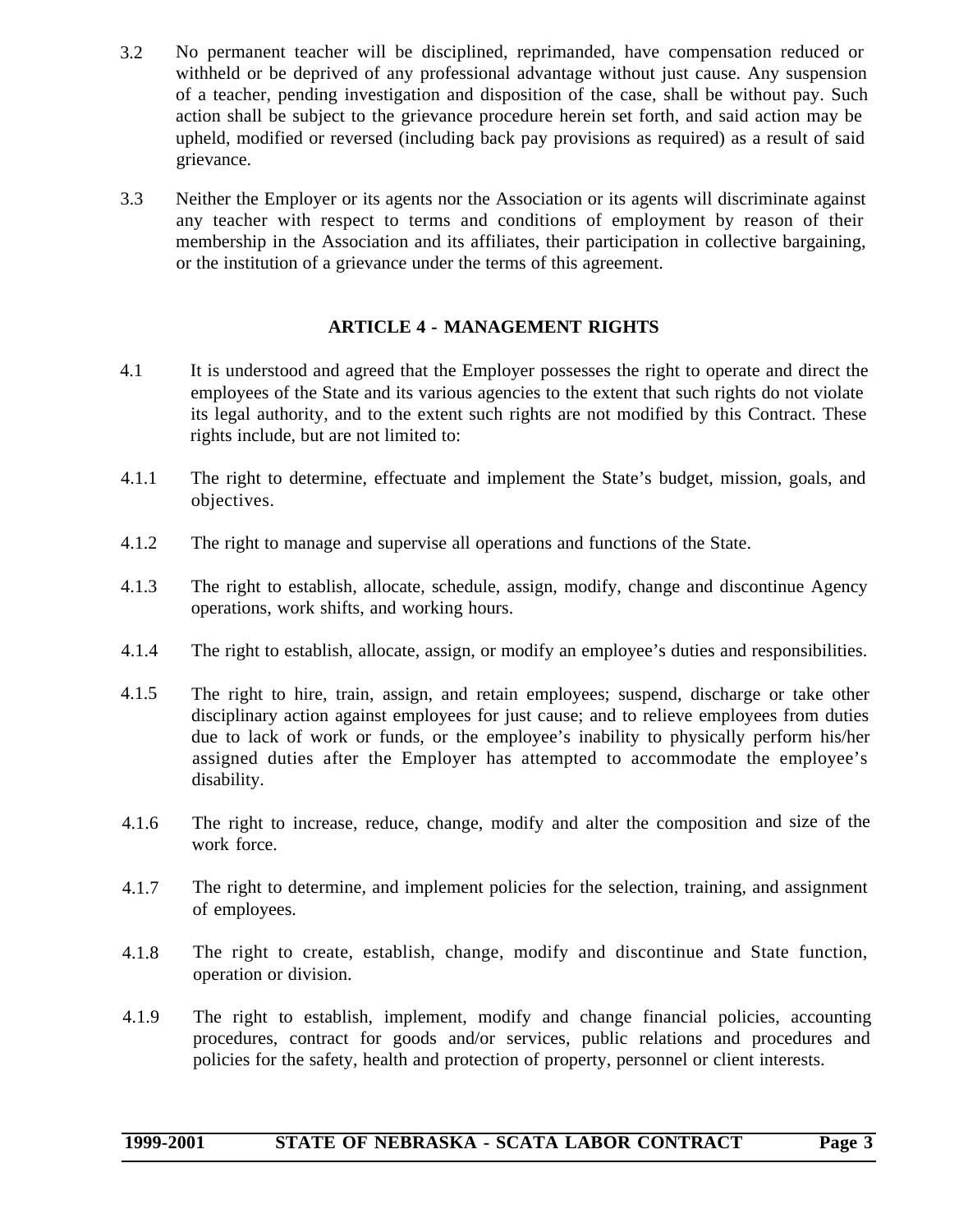3.2 No permanent teacher will be disciplined, reprimanded, have compensation reduced or withheld or be deprived of any professional advantage without just cause. Any suspension of a teacher, pending investigation and disposition of the case, shall be without pay. Such action shall be subject to the grievance procedure herein set forth, and said action may be upheld, modified or reversed (including back pay provisions as required) as a result of said grievance.

3.3 Neither the Employer or its agents nor the Association or its agents will discriminate against any teacher with respect to terms and conditions of employment by reason of their membership in the Association and its affiliates, their participation in collective bargaining, or the institution of a grievance under the terms of this agreement.

## ARTICLE 4 - MANAGEMENT RIGHTS

4.1 It is understood and agreed that the Employer possesses the right to operate and direct the employees of the State and its various agencies to the extent that such rights do not violate its legal authority, and to the extent such rights are not modified by this Contract. These rights include, but are not limited to:

4.1.1 The right to determine, effectuate and implement the State's budget, mission, goals, and objectives.

4.1.2 The right to manage and supervise all operations and functions of the State.

4.1.3 The right to establish, allocate, schedule, assign, modify, change and discontinue Agency operations, work shifts, and working hours.

4.1.4 The right to establish, allocate, assign, or modify an employee's duties and responsibilities.

4.1.5 The right to hire, train, assign, and retain employees; suspend, discharge or take other disciplinary action against employees for just cause; and to relieve employees from duties due to lack of work or funds, or the employee's inability to physically perform his/her assigned duties after the Employer has attempted to accommodate the employee's disability.

4.1.6 The right to increase, reduce, change, modify and alter the composition and size of the work force.

4.1.7 The right to determine, and implement policies for the selection, training, and assignment of employees.

4.1.8 The right to create, establish, change, modify and discontinue and State function, operation or division.

4.1.9 The right to establish, implement, modify and change financial policies, accounting procedures, contract for goods and/or services, public relations and procedures and policies for the safety, health and protection of property, personnel or client interests.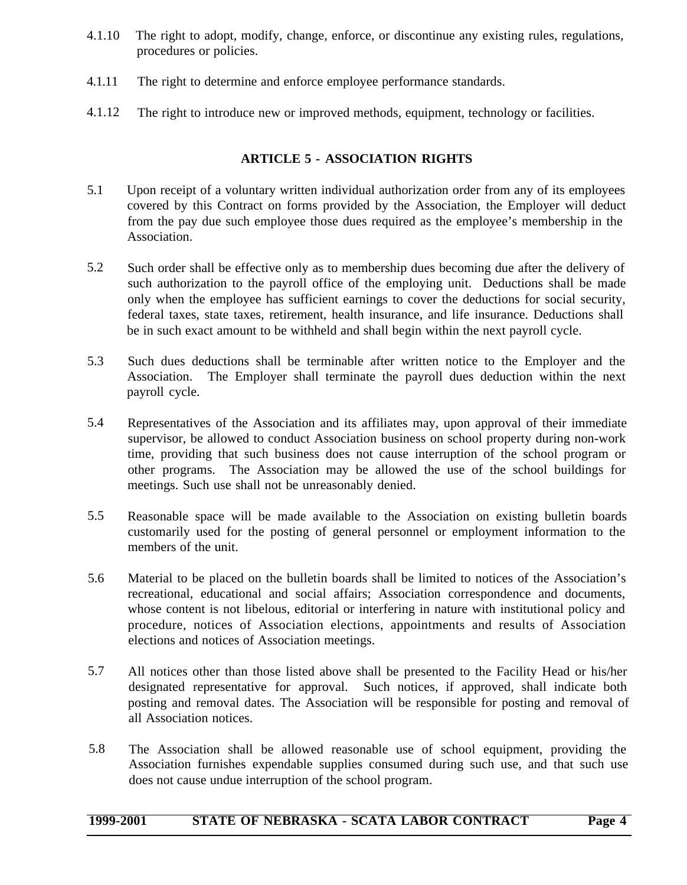4.1.10 The right to adopt, modify, change, enforce, or discontinue any existing rules, regulations, procedures or policies.

4.1.11 The right to determine and enforce employee performance standards.

4.1.12 The right to introduce new or improved methods, equipment, technology or facilities.

## ARTICLE 5 - ASSOCIATION RIGHTS

5.1 Upon receipt of a voluntary written individual authorization order from any of its employees covered by this Contract on forms provided by the Association, the Employer will deduct from the pay due such employee those dues required as the employee's membership in the Association.

5.2 Such order shall be effective only as to membership dues becoming due after the delivery of such authorization to the payroll office of the employing unit. Deductions shall be made only when the employee has sufficient earnings to cover the deductions for social security, federal taxes, state taxes, retirement, health insurance, and life insurance. Deductions shall be in such exact amount to be withheld and shall begin within the next payroll cycle.

5.3 Such dues deductions shall be terminable after written notice to the Employer and the Association. The Employer shall terminate the payroll dues deduction within the next payroll cycle.

5.4 Representatives of the Association and its affiliates may, upon approval of their immediate supervisor, be allowed to conduct Association business on school property during non-work time, providing that such business does not cause interruption of the school program or other programs. The Association may be allowed the use of the school buildings for meetings. Such use shall not be unreasonably denied.

5.5 Reasonable space will be made available to the Association on existing bulletin boards customarily used for the posting of general personnel or employment information to the members of the unit.

5.6 Material to be placed on the bulletin boards shall be limited to notices of the Association's recreational, educational and social affairs; Association correspondence and documents, whose content is not libelous, editorial or interfering in nature with institutional policy and procedure, notices of Association elections, appointments and results of Association elections and notices of Association meetings.

5.7 All notices other than those listed above shall be presented to the Facility Head or his/her designated representative for approval. Such notices, if approved, shall indicate both posting and removal dates. The Association will be responsible for posting and removal of all Association notices.

5.8 The Association shall be allowed reasonable use of school equipment, providing the Association furnishes expendable supplies consumed during such use, and that such use does not cause undue interruption of the school program.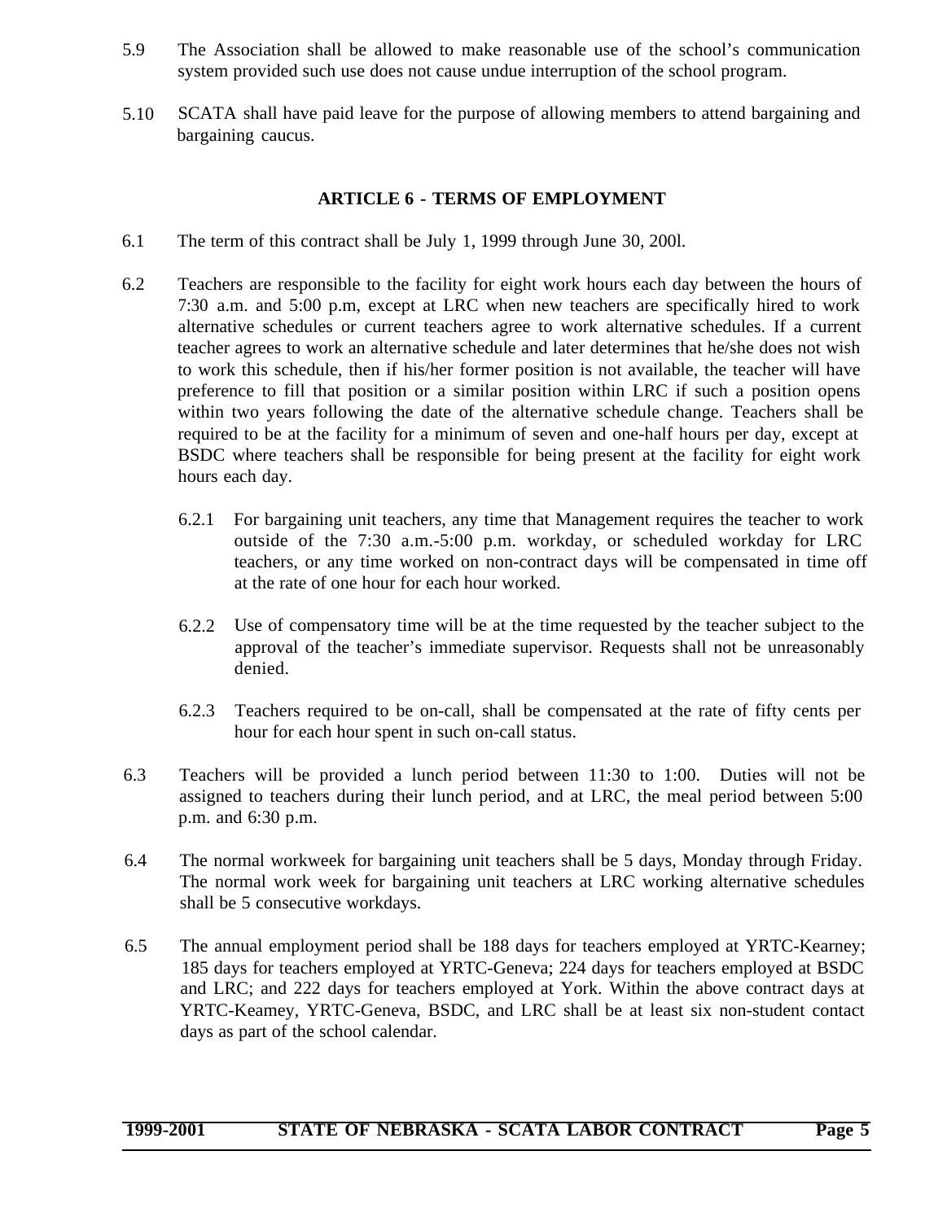5.9 The Association shall be allowed to make reasonable use of the school's communication system provided such use does not cause undue interruption of the school program.

5.10 SCATA shall have paid leave for the purpose of allowing members to attend bargaining and bargaining caucus.

## ARTICLE 6 - TERMS OF EMPLOYMENT

6.1 The term of this contract shall be July 1, 1999 through June 30, 200l.

6.2 Teachers are responsible to the facility for eight work hours each day between the hours of 7:30 a.m. and 5:00 p.m, except at LRC when new teachers are specifically hired to work alternative schedules or current teachers agree to work alternative schedules. If a current teacher agrees to work an alternative schedule and later determines that he/she does not wish to work this schedule, then if his/her former position is not available, the teacher will have preference to fill that position or a similar position within LRC if such a position opens within two years following the date of the alternative schedule change. Teachers shall be required to be at the facility for a minimum of seven and one-half hours per day, except at BSDC where teachers shall be responsible for being present at the facility for eight work hours each day.

6.2.1 For bargaining unit teachers, any time that Management requires the teacher to work outside of the 7:30 a.m.-5:00 p.m. workday, or scheduled workday for LRC teachers, or any time worked on non-contract days will be compensated in time off at the rate of one hour for each hour worked.

6.2.2 Use of compensatory time will be at the time requested by the teacher subject to the approval of the teacher's immediate supervisor. Requests shall not be unreasonably denied.

6.2.3 Teachers required to be on-call, shall be compensated at the rate of fifty cents per hour for each hour spent in such on-call status.

6.3 Teachers will be provided a lunch period between 11:30 to 1:00. Duties will not be assigned to teachers during their lunch period, and at LRC, the meal period between 5:00 p.m. and 6:30 p.m.

6.4 The normal workweek for bargaining unit teachers shall be 5 days, Monday through Friday. The normal work week for bargaining unit teachers at LRC working alternative schedules shall be 5 consecutive workdays.

6.5 The annual employment period shall be 188 days for teachers employed at YRTC-Kearney; 185 days for teachers employed at YRTC-Geneva; 224 days for teachers employed at BSDC and LRC; and 222 days for teachers employed at York. Within the above contract days at YRTC-Keamey, YRTC-Geneva, BSDC, and LRC shall be at least six non-student contact days as part of the school calendar.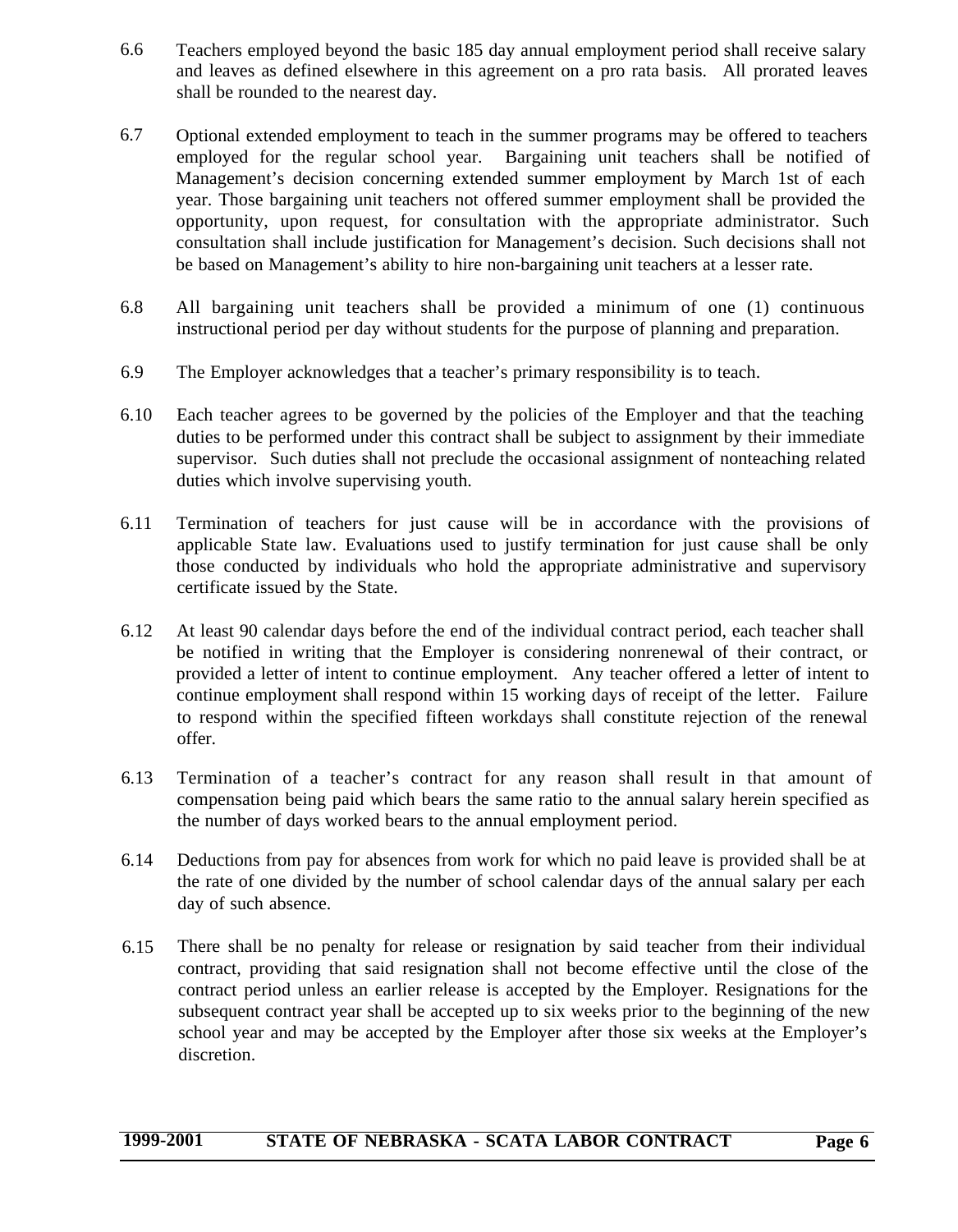6.6 Teachers employed beyond the basic 185 day annual employment period shall receive salary and leaves as defined elsewhere in this agreement on a pro rata basis. All prorated leaves shall be rounded to the nearest day.

6.7 Optional extended employment to teach in the summer programs may be offered to teachers employed for the regular school year. Bargaining unit teachers shall be notified of Management's decision concerning extended summer employment by March 1st of each year. Those bargaining unit teachers not offered summer employment shall be provided the opportunity, upon request, for consultation with the appropriate administrator. Such consultation shall include justification for Management's decision. Such decisions shall not be based on Management's ability to hire non-bargaining unit teachers at a lesser rate.

6.8 All bargaining unit teachers shall be provided a minimum of one (1) continuous instructional period per day without students for the purpose of planning and preparation.

6.9 The Employer acknowledges that a teacher's primary responsibility is to teach.

6.10 Each teacher agrees to be governed by the policies of the Employer and that the teaching duties to be performed under this contract shall be subject to assignment by their immediate supervisor. Such duties shall not preclude the occasional assignment of nonteaching related duties which involve supervising youth.

6.11 Termination of teachers for just cause will be in accordance with the provisions of applicable State law. Evaluations used to justify termination for just cause shall be only those conducted by individuals who hold the appropriate administrative and supervisory certificate issued by the State.

6.12 At least 90 calendar days before the end of the individual contract period, each teacher shall be notified in writing that the Employer is considering nonrenewal of their contract, or provided a letter of intent to continue employment. Any teacher offered a letter of intent to continue employment shall respond within 15 working days of receipt of the letter. Failure to respond within the specified fifteen workdays shall constitute rejection of the renewal offer.

6.13 Termination of a teacher's contract for any reason shall result in that amount of compensation being paid which bears the same ratio to the annual salary herein specified as the number of days worked bears to the annual employment period.

6.14 Deductions from pay for absences from work for which no paid leave is provided shall be at the rate of one divided by the number of school calendar days of the annual salary per each day of such absence.

6.15 There shall be no penalty for release or resignation by said teacher from their individual contract, providing that said resignation shall not become effective until the close of the contract period unless an earlier release is accepted by the Employer. Resignations for the subsequent contract year shall be accepted up to six weeks prior to the beginning of the new school year and may be accepted by the Employer after those six weeks at the Employer's discretion.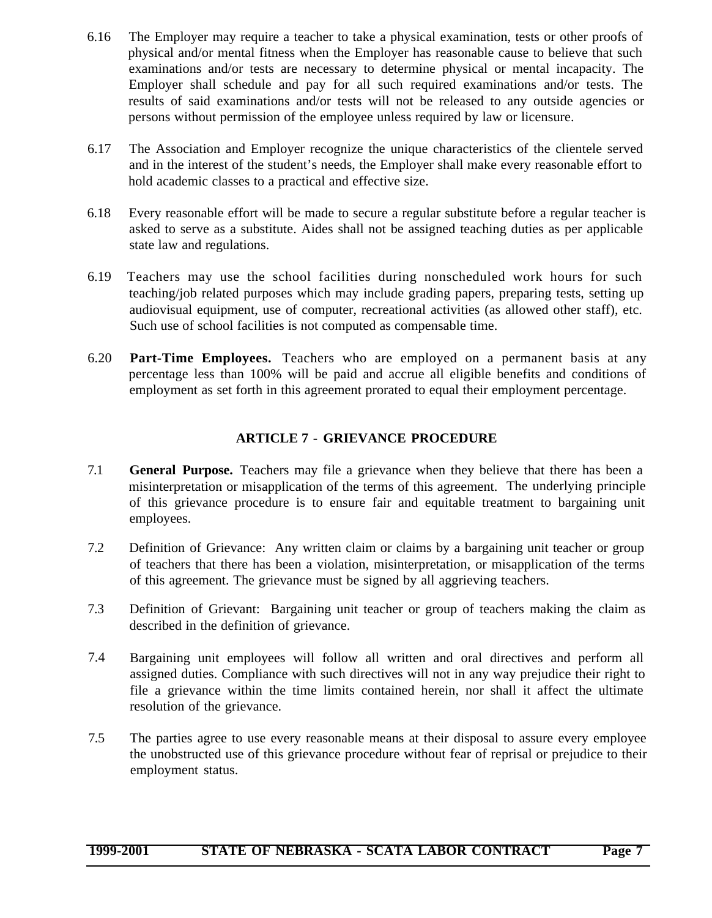6.16 The Employer may require a teacher to take a physical examination, tests or other proofs of physical and/or mental fitness when the Employer has reasonable cause to believe that such examinations and/or tests are necessary to determine physical or mental incapacity. The Employer shall schedule and pay for all such required examinations and/or tests. The results of said examinations and/or tests will not be released to any outside agencies or persons without permission of the employee unless required by law or licensure.

6.17 The Association and Employer recognize the unique characteristics of the clientele served and in the interest of the student's needs, the Employer shall make every reasonable effort to hold academic classes to a practical and effective size.

6.18 Every reasonable effort will be made to secure a regular substitute before a regular teacher is asked to serve as a substitute. Aides shall not be assigned teaching duties as per applicable state law and regulations.

6.19 Teachers may use the school facilities during nonscheduled work hours for such teaching/job related purposes which may include grading papers, preparing tests, setting up audiovisual equipment, use of computer, recreational activities (as allowed other staff), etc. Such use of school facilities is not computed as compensable time.

6.20 **Part-Time Employees.** Teachers who are employed on a permanent basis at any percentage less than 100% will be paid and accrue all eligible benefits and conditions of employment as set forth in this agreement prorated to equal their employment percentage.

## ARTICLE 7 - GRIEVANCE PROCEDURE

7.1 **General Purpose.** Teachers may file a grievance when they believe that there has been a misinterpretation or misapplication of the terms of this agreement. The underlying principle of this grievance procedure is to ensure fair and equitable treatment to bargaining unit employees.

7.2 Definition of Grievance: Any written claim or claims by a bargaining unit teacher or group of teachers that there has been a violation, misinterpretation, or misapplication of the terms of this agreement. The grievance must be signed by all aggrieving teachers.

7.3 Definition of Grievant: Bargaining unit teacher or group of teachers making the claim as described in the definition of grievance.

7.4 Bargaining unit employees will follow all written and oral directives and perform all assigned duties. Compliance with such directives will not in any way prejudice their right to file a grievance within the time limits contained herein, nor shall it affect the ultimate resolution of the grievance.

7.5 The parties agree to use every reasonable means at their disposal to assure every employee the unobstructed use of this grievance procedure without fear of reprisal or prejudice to their employment status.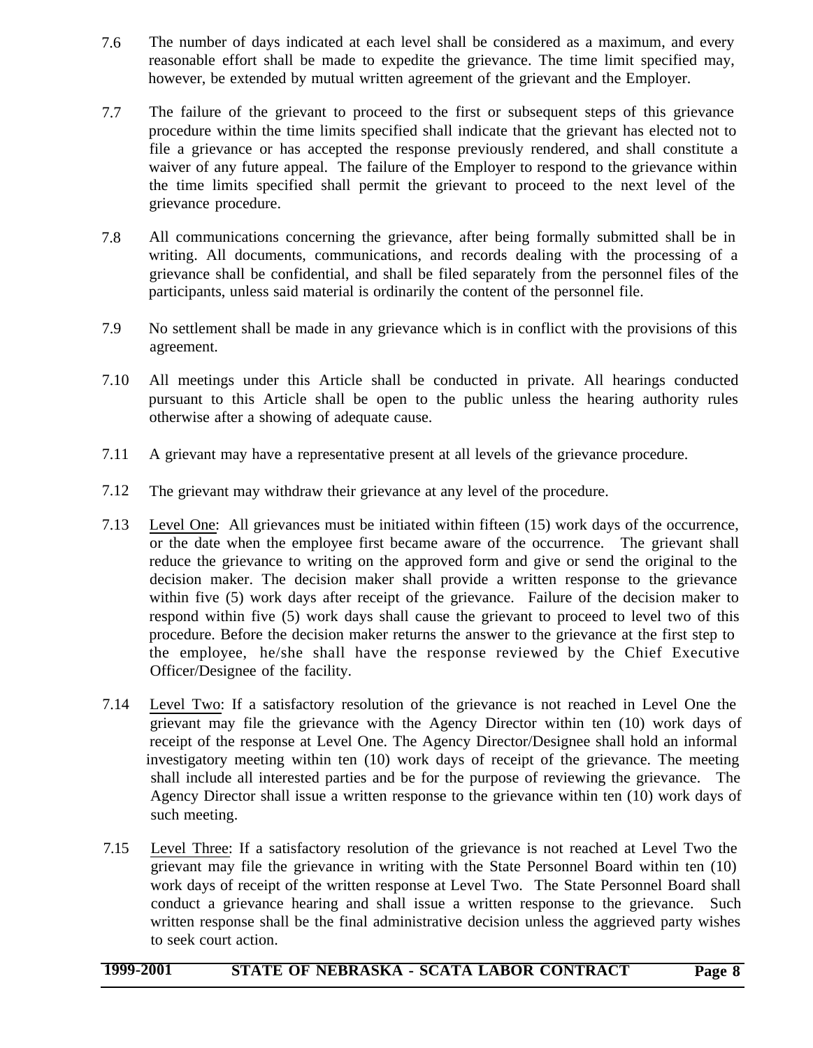7.6 The number of days indicated at each level shall be considered as a maximum, and every reasonable effort shall be made to expedite the grievance. The time limit specified may, however, be extended by mutual written agreement of the grievant and the Employer.

7.7 The failure of the grievant to proceed to the first or subsequent steps of this grievance procedure within the time limits specified shall indicate that the grievant has elected not to file a grievance or has accepted the response previously rendered, and shall constitute a waiver of any future appeal. The failure of the Employer to respond to the grievance within the time limits specified shall permit the grievant to proceed to the next level of the grievance procedure.

7.8 All communications concerning the grievance, after being formally submitted shall be in writing. All documents, communications, and records dealing with the processing of a grievance shall be confidential, and shall be filed separately from the personnel files of the participants, unless said material is ordinarily the content of the personnel file.

7.9 No settlement shall be made in any grievance which is in conflict with the provisions of this agreement.

7.10 All meetings under this Article shall be conducted in private. All hearings conducted pursuant to this Article shall be open to the public unless the hearing authority rules otherwise after a showing of adequate cause.

7.11 A grievant may have a representative present at all levels of the grievance procedure.

7.12 The grievant may withdraw their grievance at any level of the procedure.

7.13 Level One: All grievances must be initiated within fifteen (15) work days of the occurrence, or the date when the employee first became aware of the occurrence. The grievant shall reduce the grievance to writing on the approved form and give or send the original to the decision maker. The decision maker shall provide a written response to the grievance within five (5) work days after receipt of the grievance. Failure of the decision maker to respond within five (5) work days shall cause the grievant to proceed to level two of this procedure. Before the decision maker returns the answer to the grievance at the first step to the employee, he/she shall have the response reviewed by the Chief Executive Officer/Designee of the facility.

7.14 Level Two: If a satisfactory resolution of the grievance is not reached in Level One the grievant may file the grievance with the Agency Director within ten (10) work days of receipt of the response at Level One. The Agency Director/Designee shall hold an informal investigatory meeting within ten (10) work days of receipt of the grievance. The meeting shall include all interested parties and be for the purpose of reviewing the grievance. The Agency Director shall issue a written response to the grievance within ten (10) work days of such meeting.

7.15 Level Three: If a satisfactory resolution of the grievance is not reached at Level Two the grievant may file the grievance in writing with the State Personnel Board within ten (10) work days of receipt of the written response at Level Two. The State Personnel Board shall conduct a grievance hearing and shall issue a written response to the grievance. Such written response shall be the final administrative decision unless the aggrieved party wishes to seek court action.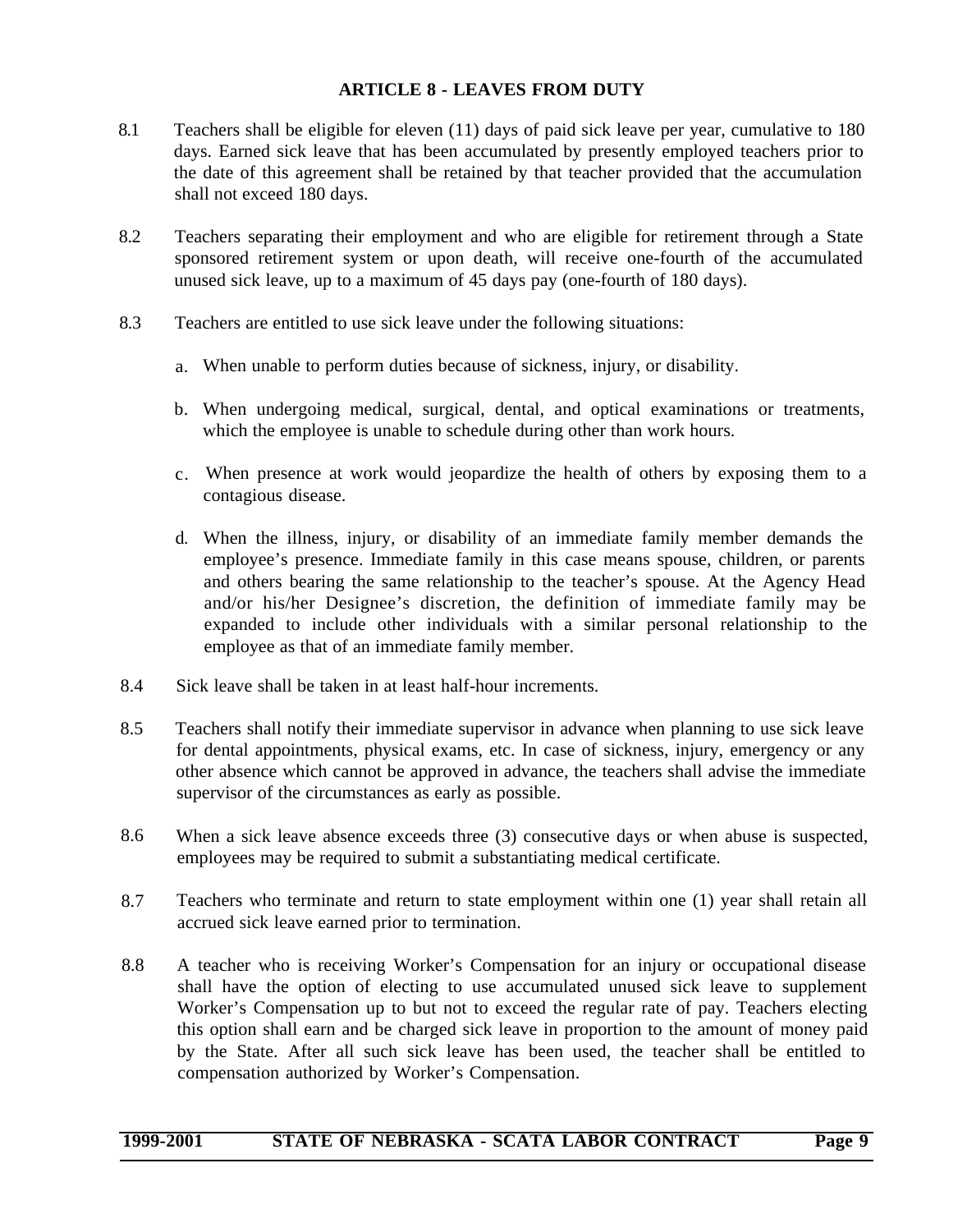## ARTICLE 8 - LEAVES FROM DUTY

8.1 Teachers shall be eligible for eleven (11) days of paid sick leave per year, cumulative to 180 days. Earned sick leave that has been accumulated by presently employed teachers prior to the date of this agreement shall be retained by that teacher provided that the accumulation shall not exceed 180 days.

8.2 Teachers separating their employment and who are eligible for retirement through a State sponsored retirement system or upon death, will receive one-fourth of the accumulated unused sick leave, up to a maximum of 45 days pay (one-fourth of 180 days).

8.3 Teachers are entitled to use sick leave under the following situations:

a. When unable to perform duties because of sickness, injury, or disability.

b. When undergoing medical, surgical, dental, and optical examinations or treatments, which the employee is unable to schedule during other than work hours.

c. When presence at work would jeopardize the health of others by exposing them to a contagious disease.

d. When the illness, injury, or disability of an immediate family member demands the employee's presence. Immediate family in this case means spouse, children, or parents and others bearing the same relationship to the teacher's spouse. At the Agency Head and/or his/her Designee's discretion, the definition of immediate family may be expanded to include other individuals with a similar personal relationship to the employee as that of an immediate family member.

8.4 Sick leave shall be taken in at least half-hour increments.

8.5 Teachers shall notify their immediate supervisor in advance when planning to use sick leave for dental appointments, physical exams, etc. In case of sickness, injury, emergency or any other absence which cannot be approved in advance, the teachers shall advise the immediate supervisor of the circumstances as early as possible.

8.6 When a sick leave absence exceeds three (3) consecutive days or when abuse is suspected, employees may be required to submit a substantiating medical certificate.

8.7 Teachers who terminate and return to state employment within one (1) year shall retain all accrued sick leave earned prior to termination.

8.8 A teacher who is receiving Worker's Compensation for an injury or occupational disease shall have the option of electing to use accumulated unused sick leave to supplement Worker's Compensation up to but not to exceed the regular rate of pay. Teachers electing this option shall earn and be charged sick leave in proportion to the amount of money paid by the State. After all such sick leave has been used, the teacher shall be entitled to compensation authorized by Worker's Compensation.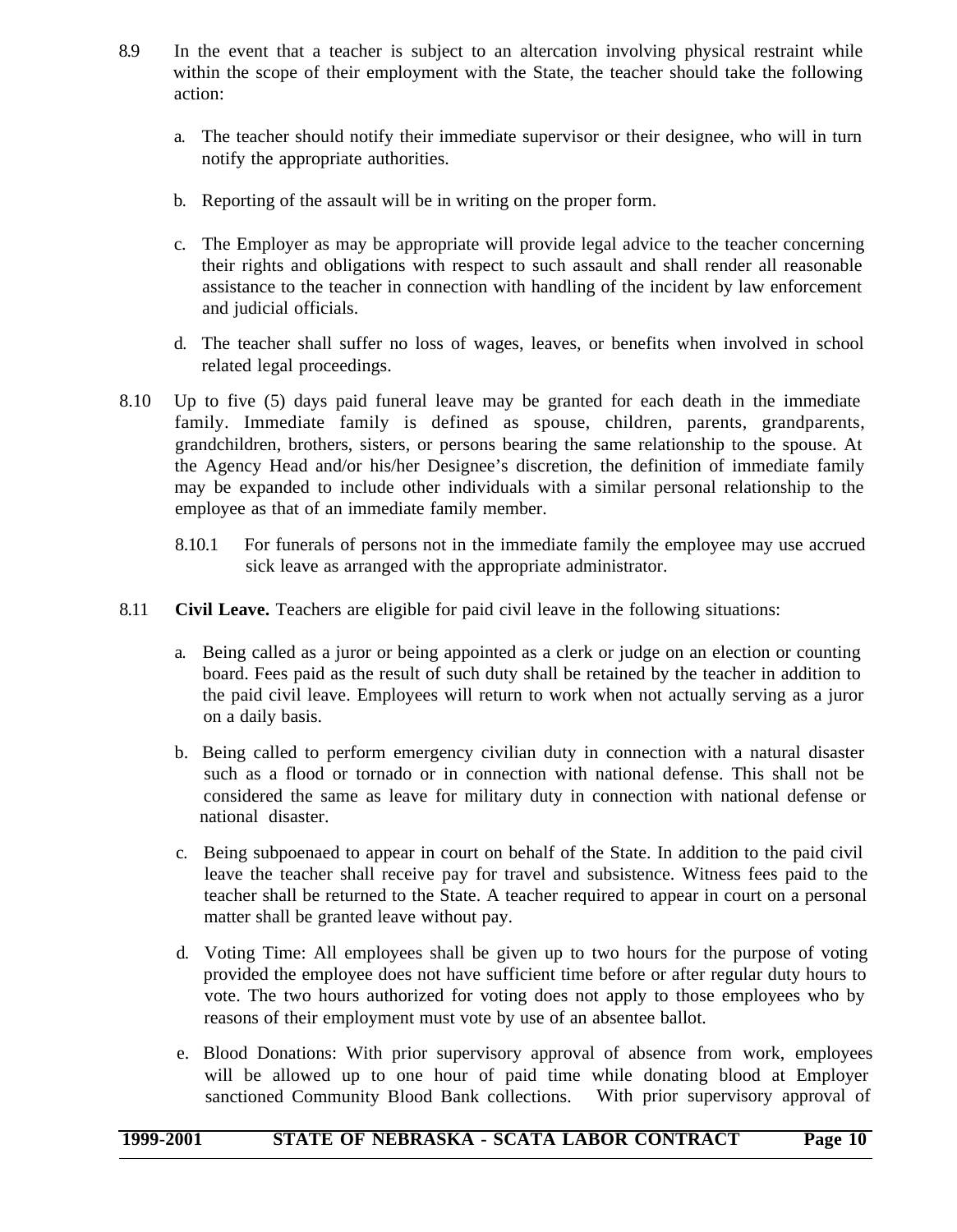8.9 In the event that a teacher is subject to an altercation involving physical restraint while within the scope of their employment with the State, the teacher should take the following action:

a. The teacher should notify their immediate supervisor or their designee, who will in turn notify the appropriate authorities.

b. Reporting of the assault will be in writing on the proper form.

c. The Employer as may be appropriate will provide legal advice to the teacher concerning their rights and obligations with respect to such assault and shall render all reasonable assistance to the teacher in connection with handling of the incident by law enforcement and judicial officials.

d. The teacher shall suffer no loss of wages, leaves, or benefits when involved in school related legal proceedings.

8.10 Up to five (5) days paid funeral leave may be granted for each death in the immediate family. Immediate family is defined as spouse, children, parents, grandparents, grandchildren, brothers, sisters, or persons bearing the same relationship to the spouse. At the Agency Head and/or his/her Designee's discretion, the definition of immediate family may be expanded to include other individuals with a similar personal relationship to the employee as that of an immediate family member.

8.10.1 For funerals of persons not in the immediate family the employee may use accrued sick leave as arranged with the appropriate administrator.

8.11 **Civil Leave.** Teachers are eligible for paid civil leave in the following situations:

a. Being called as a juror or being appointed as a clerk or judge on an election or counting board. Fees paid as the result of such duty shall be retained by the teacher in addition to the paid civil leave. Employees will return to work when not actually serving as a juror on a daily basis.

b. Being called to perform emergency civilian duty in connection with a natural disaster such as a flood or tornado or in connection with national defense. This shall not be considered the same as leave for military duty in connection with national defense or national disaster.

c. Being subpoenaed to appear in court on behalf of the State. In addition to the paid civil leave the teacher shall receive pay for travel and subsistence. Witness fees paid to the teacher shall be returned to the State. A teacher required to appear in court on a personal matter shall be granted leave without pay.

d. Voting Time: All employees shall be given up to two hours for the purpose of voting provided the employee does not have sufficient time before or after regular duty hours to vote. The two hours authorized for voting does not apply to those employees who by reasons of their employment must vote by use of an absentee ballot.

e. Blood Donations: With prior supervisory approval of absence from work, employees will be allowed up to one hour of paid time while donating blood at Employer sanctioned Community Blood Bank collections. With prior supervisory approval of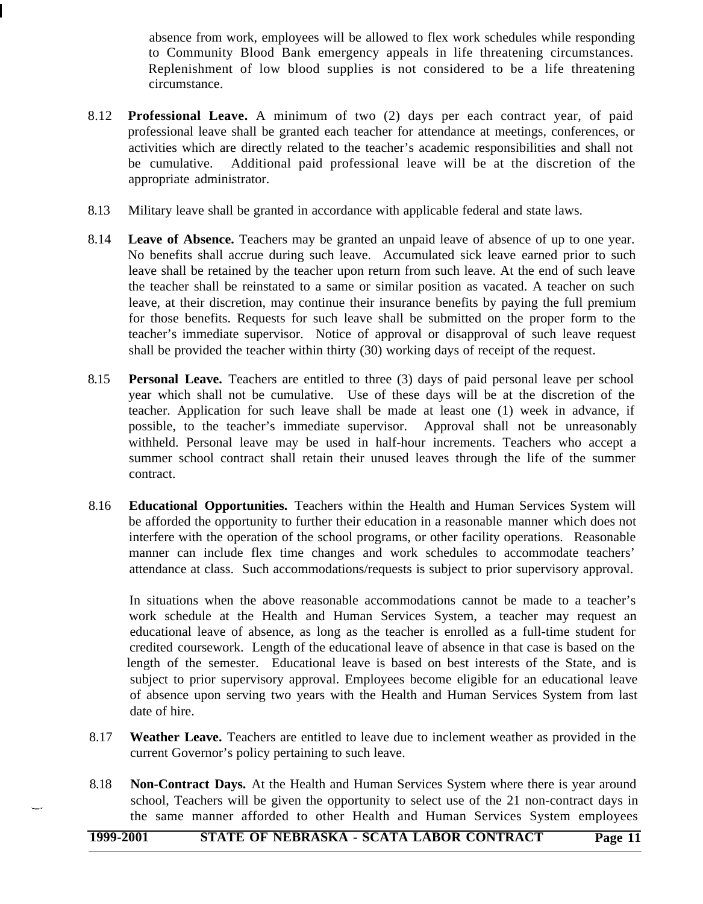absence from work, employees will be allowed to flex work schedules while responding to Community Blood Bank emergency appeals in life threatening circumstances. Replenishment of low blood supplies is not considered to be a life threatening circumstance.

8.12 **Professional Leave.** A minimum of two (2) days per each contract year, of paid professional leave shall be granted each teacher for attendance at meetings, conferences, or activities which are directly related to the teacher's academic responsibilities and shall not be cumulative. Additional paid professional leave will be at the discretion of the appropriate administrator.

8.13 Military leave shall be granted in accordance with applicable federal and state laws.

8.14 **Leave of Absence.** Teachers may be granted an unpaid leave of absence of up to one year. No benefits shall accrue during such leave. Accumulated sick leave earned prior to such leave shall be retained by the teacher upon return from such leave. At the end of such leave the teacher shall be reinstated to a same or similar position as vacated. A teacher on such leave, at their discretion, may continue their insurance benefits by paying the full premium for those benefits. Requests for such leave shall be submitted on the proper form to the teacher's immediate supervisor. Notice of approval or disapproval of such leave request shall be provided the teacher within thirty (30) working days of receipt of the request.

8.15 **Personal Leave.** Teachers are entitled to three (3) days of paid personal leave per school year which shall not be cumulative. Use of these days will be at the discretion of the teacher. Application for such leave shall be made at least one (1) week in advance, if possible, to the teacher's immediate supervisor. Approval shall not be unreasonably withheld. Personal leave may be used in half-hour increments. Teachers who accept a summer school contract shall retain their unused leaves through the life of the summer contract.

8.16 **Educational Opportunities.** Teachers within the Health and Human Services System will be afforded the opportunity to further their education in a reasonable manner which does not interfere with the operation of the school programs, or other facility operations. Reasonable manner can include flex time changes and work schedules to accommodate teachers' attendance at class. Such accommodations/requests is subject to prior supervisory approval.

In situations when the above reasonable accommodations cannot be made to a teacher's work schedule at the Health and Human Services System, a teacher may request an educational leave of absence, as long as the teacher is enrolled as a full-time student for credited coursework. Length of the educational leave of absence in that case is based on the length of the semester. Educational leave is based on best interests of the State, and is subject to prior supervisory approval. Employees become eligible for an educational leave of absence upon serving two years with the Health and Human Services System from last date of hire.

8.17 **Weather Leave.** Teachers are entitled to leave due to inclement weather as provided in the current Governor's policy pertaining to such leave.

8.18 **Non-Contract Days.** At the Health and Human Services System where there is year around school, Teachers will be given the opportunity to select use of the 21 non-contract days in the same manner afforded to other Health and Human Services System employees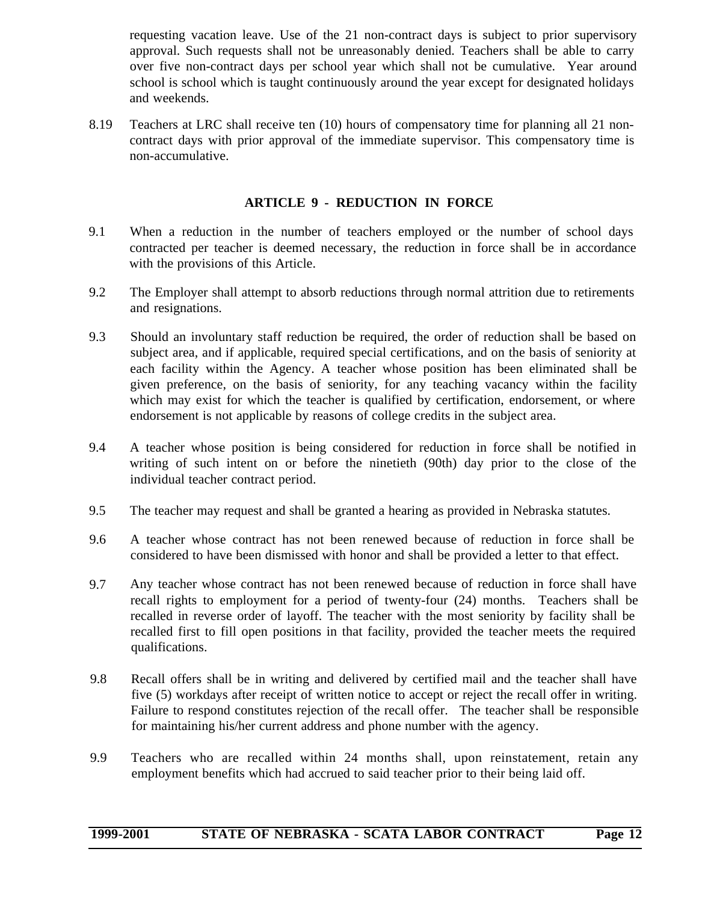requesting vacation leave. Use of the 21 non-contract days is subject to prior supervisory approval. Such requests shall not be unreasonably denied. Teachers shall be able to carry over five non-contract days per school year which shall not be cumulative. Year around school is school which is taught continuously around the year except for designated holidays and weekends.

8.19 Teachers at LRC shall receive ten (10) hours of compensatory time for planning all 21 non-contract days with prior approval of the immediate supervisor. This compensatory time is non-accumulative.

## ARTICLE 9 - REDUCTION IN FORCE

9.1 When a reduction in the number of teachers employed or the number of school days contracted per teacher is deemed necessary, the reduction in force shall be in accordance with the provisions of this Article.

9.2 The Employer shall attempt to absorb reductions through normal attrition due to retirements and resignations.

9.3 Should an involuntary staff reduction be required, the order of reduction shall be based on subject area, and if applicable, required special certifications, and on the basis of seniority at each facility within the Agency. A teacher whose position has been eliminated shall be given preference, on the basis of seniority, for any teaching vacancy within the facility which may exist for which the teacher is qualified by certification, endorsement, or where endorsement is not applicable by reasons of college credits in the subject area.

9.4 A teacher whose position is being considered for reduction in force shall be notified in writing of such intent on or before the ninetieth (90th) day prior to the close of the individual teacher contract period.

9.5 The teacher may request and shall be granted a hearing as provided in Nebraska statutes.

9.6 A teacher whose contract has not been renewed because of reduction in force shall be considered to have been dismissed with honor and shall be provided a letter to that effect.

9.7 Any teacher whose contract has not been renewed because of reduction in force shall have recall rights to employment for a period of twenty-four (24) months. Teachers shall be recalled in reverse order of layoff. The teacher with the most seniority by facility shall be recalled first to fill open positions in that facility, provided the teacher meets the required qualifications.

9.8 Recall offers shall be in writing and delivered by certified mail and the teacher shall have five (5) workdays after receipt of written notice to accept or reject the recall offer in writing. Failure to respond constitutes rejection of the recall offer. The teacher shall be responsible for maintaining his/her current address and phone number with the agency.

9.9 Teachers who are recalled within 24 months shall, upon reinstatement, retain any employment benefits which had accrued to said teacher prior to their being laid off.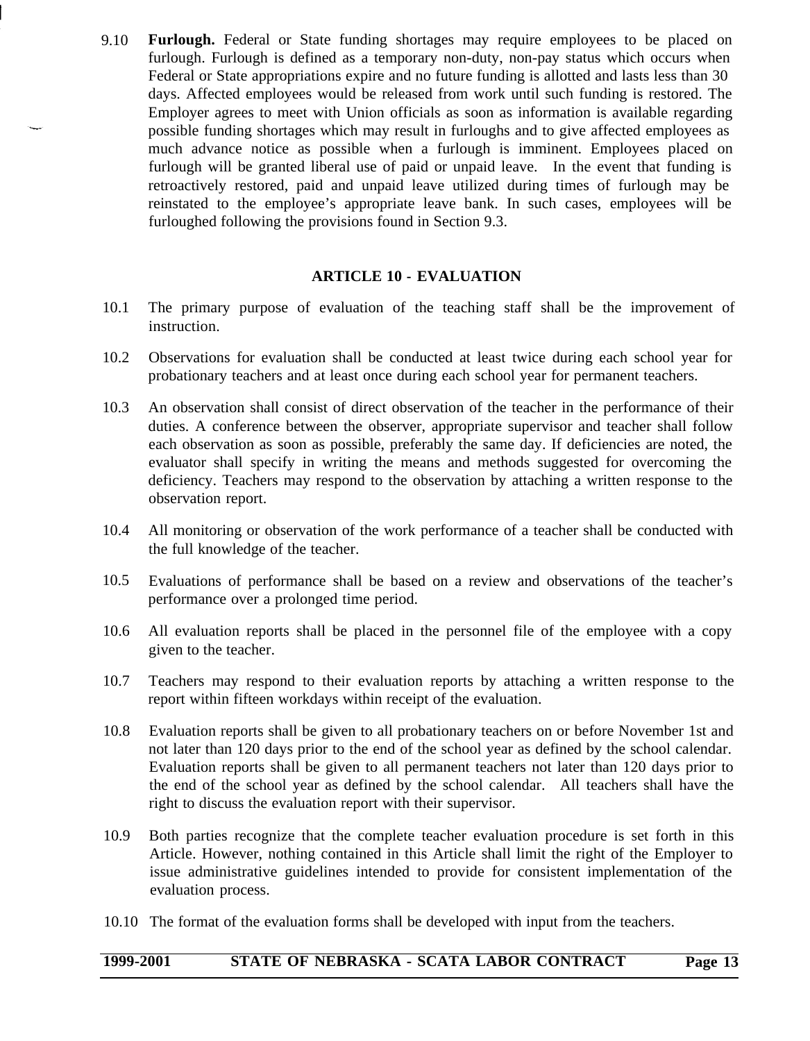9.10 **Furlough.** Federal or State funding shortages may require employees to be placed on furlough. Furlough is defined as a temporary non-duty, non-pay status which occurs when Federal or State appropriations expire and no future funding is allotted and lasts less than 30 days. Affected employees would be released from work until such funding is restored. The Employer agrees to meet with Union officials as soon as information is available regarding possible funding shortages which may result in furloughs and to give affected employees as much advance notice as possible when a furlough is imminent. Employees placed on furlough will be granted liberal use of paid or unpaid leave. In the event that funding is retroactively restored, paid and unpaid leave utilized during times of furlough may be reinstated to the employee's appropriate leave bank. In such cases, employees will be furloughed following the provisions found in Section 9.3.

## ARTICLE 10 - EVALUATION

10.1 The primary purpose of evaluation of the teaching staff shall be the improvement of instruction.

10.2 Observations for evaluation shall be conducted at least twice during each school year for probationary teachers and at least once during each school year for permanent teachers.

10.3 An observation shall consist of direct observation of the teacher in the performance of their duties. A conference between the observer, appropriate supervisor and teacher shall follow each observation as soon as possible, preferably the same day. If deficiencies are noted, the evaluator shall specify in writing the means and methods suggested for overcoming the deficiency. Teachers may respond to the observation by attaching a written response to the observation report.

10.4 All monitoring or observation of the work performance of a teacher shall be conducted with the full knowledge of the teacher.

10.5 Evaluations of performance shall be based on a review and observations of the teacher's performance over a prolonged time period.

10.6 All evaluation reports shall be placed in the personnel file of the employee with a copy given to the teacher.

10.7 Teachers may respond to their evaluation reports by attaching a written response to the report within fifteen workdays within receipt of the evaluation.

10.8 Evaluation reports shall be given to all probationary teachers on or before November 1st and not later than 120 days prior to the end of the school year as defined by the school calendar. Evaluation reports shall be given to all permanent teachers not later than 120 days prior to the end of the school year as defined by the school calendar. All teachers shall have the right to discuss the evaluation report with their supervisor.

10.9 Both parties recognize that the complete teacher evaluation procedure is set forth in this Article. However, nothing contained in this Article shall limit the right of the Employer to issue administrative guidelines intended to provide for consistent implementation of the evaluation process.

10.10 The format of the evaluation forms shall be developed with input from the teachers.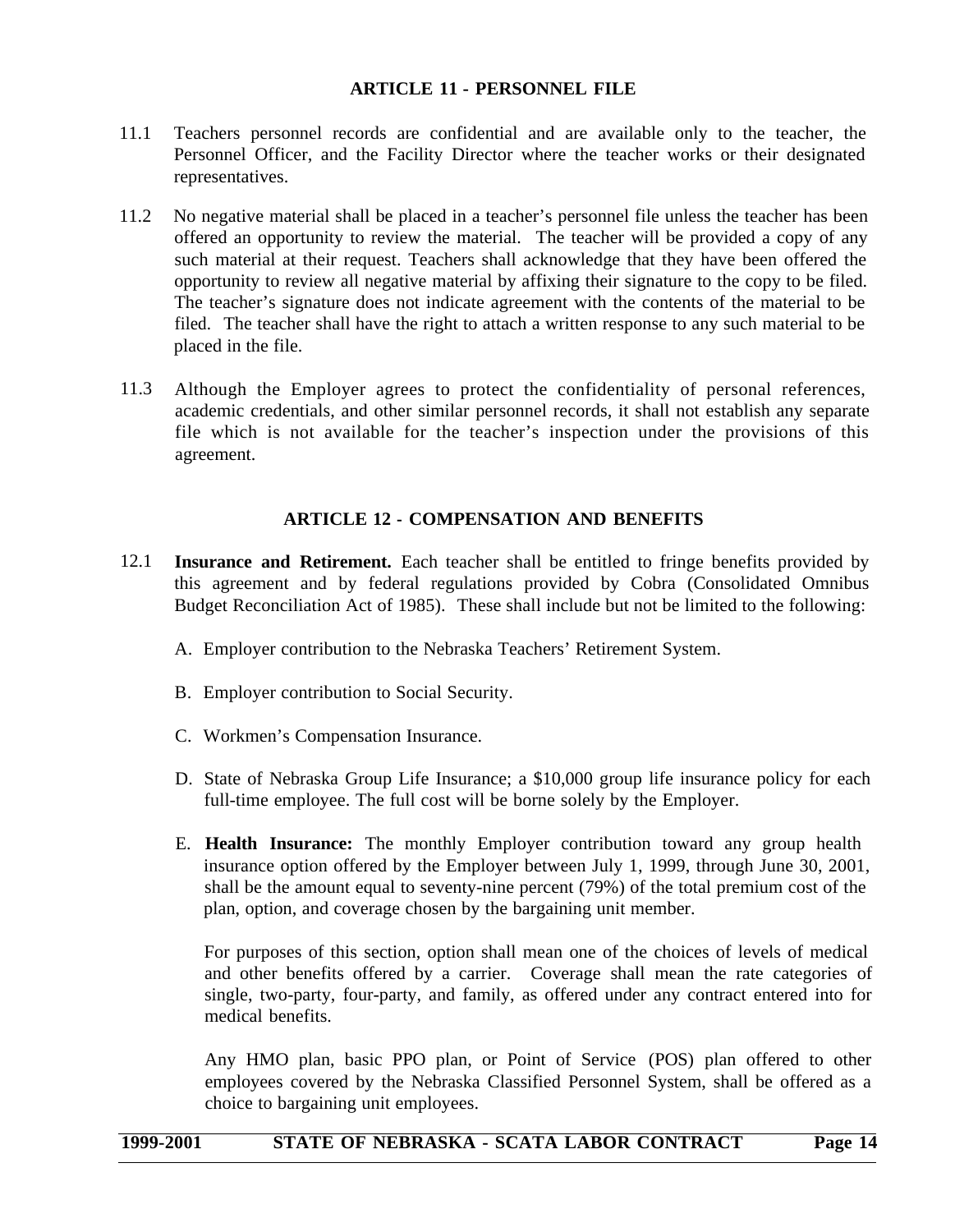## ARTICLE 11 - PERSONNEL FILE

11.1 Teachers personnel records are confidential and are available only to the teacher, the Personnel Officer, and the Facility Director where the teacher works or their designated representatives.

11.2 No negative material shall be placed in a teacher's personnel file unless the teacher has been offered an opportunity to review the material. The teacher will be provided a copy of any such material at their request. Teachers shall acknowledge that they have been offered the opportunity to review all negative material by affixing their signature to the copy to be filed. The teacher's signature does not indicate agreement with the contents of the material to be filed. The teacher shall have the right to attach a written response to any such material to be placed in the file.

11.3 Although the Employer agrees to protect the confidentiality of personal references, academic credentials, and other similar personnel records, it shall not establish any separate file which is not available for the teacher's inspection under the provisions of this agreement.

## ARTICLE 12 - COMPENSATION AND BENEFITS

12.1 **Insurance and Retirement.** Each teacher shall be entitled to fringe benefits provided by this agreement and by federal regulations provided by Cobra (Consolidated Omnibus Budget Reconciliation Act of 1985). These shall include but not be limited to the following:

A. Employer contribution to the Nebraska Teachers' Retirement System.

B. Employer contribution to Social Security.

C. Workmen's Compensation Insurance.

D. State of Nebraska Group Life Insurance; a $10,000 group life insurance policy for each full-time employee. The full cost will be borne solely by the Employer.

E. **Health Insurance:** The monthly Employer contribution toward any group health insurance option offered by the Employer between July 1, 1999, through June 30, 2001, shall be the amount equal to seventy-nine percent (79%) of the total premium cost of the plan, option, and coverage chosen by the bargaining unit member.

For purposes of this section, option shall mean one of the choices of levels of medical and other benefits offered by a carrier. Coverage shall mean the rate categories of single, two-party, four-party, and family, as offered under any contract entered into for medical benefits.

Any HMO plan, basic PPO plan, or Point of Service (POS) plan offered to other employees covered by the Nebraska Classified Personnel System, shall be offered as a choice to bargaining unit employees.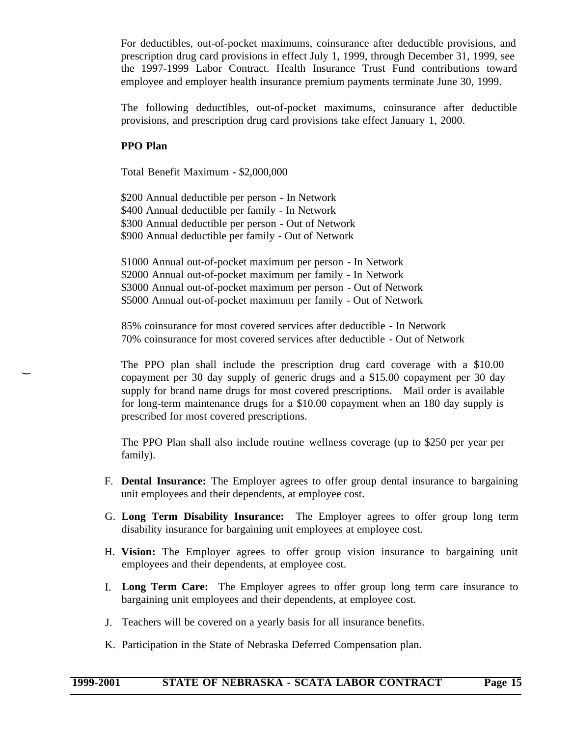For deductibles, out-of-pocket maximums, coinsurance after deductible provisions, and prescription drug card provisions in effect July 1, 1999, through December 31, 1999, see the 1997-1999 Labor Contract. Health Insurance Trust Fund contributions toward employee and employer health insurance premium payments terminate June 30, 1999.

The following deductibles, out-of-pocket maximums, coinsurance after deductible provisions, and prescription drug card provisions take effect January 1, 2000.

**PPO Plan**

Total Benefit Maximum - $2,000,000

$200 Annual deductible per person - In Network
$400 Annual deductible per family - In Network
$300 Annual deductible per person - Out of Network
$900 Annual deductible per family - Out of Network

$1000 Annual out-of-pocket maximum per person - In Network
$2000 Annual out-of-pocket maximum per family - In Network
$3000 Annual out-of-pocket maximum per person - Out of Network
$5000 Annual out-of-pocket maximum per family - Out of Network

85% coinsurance for most covered services after deductible - In Network
70% coinsurance for most covered services after deductible - Out of Network

The PPO plan shall include the prescription drug card coverage with a $10.00 copayment per 30 day supply of generic drugs and a $15.00 copayment per 30 day supply for brand name drugs for most covered prescriptions. Mail order is available for long-term maintenance drugs for a $10.00 copayment when an 180 day supply is prescribed for most covered prescriptions.

The PPO Plan shall also include routine wellness coverage (up to $250 per year per family).

F. **Dental Insurance:** The Employer agrees to offer group dental insurance to bargaining unit employees and their dependents, at employee cost.

G. **Long Term Disability Insurance:** The Employer agrees to offer group long term disability insurance for bargaining unit employees at employee cost.

H. **Vision:** The Employer agrees to offer group vision insurance to bargaining unit employees and their dependents, at employee cost.

I. **Long Term Care:** The Employer agrees to offer group long term care insurance to bargaining unit employees and their dependents, at employee cost.

J. Teachers will be covered on a yearly basis for all insurance benefits.

K. Participation in the State of Nebraska Deferred Compensation plan.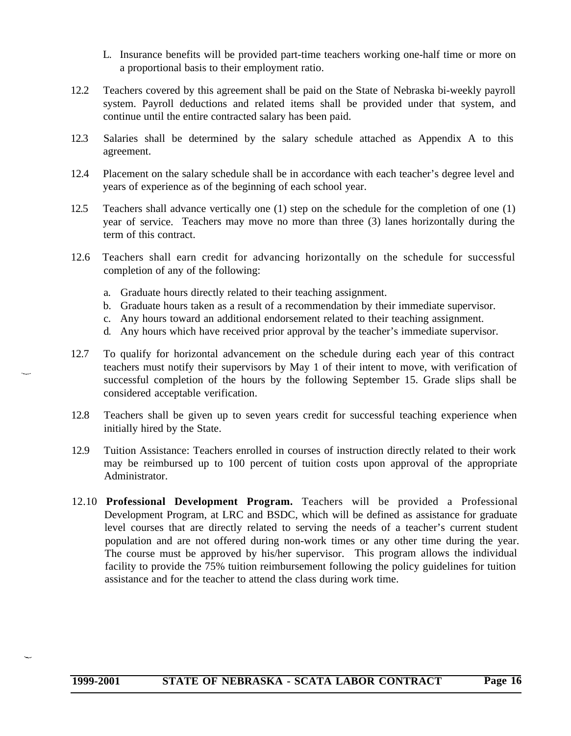L. Insurance benefits will be provided part-time teachers working one-half time or more on a proportional basis to their employment ratio.

12.2 Teachers covered by this agreement shall be paid on the State of Nebraska bi-weekly payroll system. Payroll deductions and related items shall be provided under that system, and continue until the entire contracted salary has been paid.

12.3 Salaries shall be determined by the salary schedule attached as Appendix A to this agreement.

12.4 Placement on the salary schedule shall be in accordance with each teacher's degree level and years of experience as of the beginning of each school year.

12.5 Teachers shall advance vertically one (1) step on the schedule for the completion of one (1) year of service. Teachers may move no more than three (3) lanes horizontally during the term of this contract.

12.6 Teachers shall earn credit for advancing horizontally on the schedule for successful completion of any of the following:

a. Graduate hours directly related to their teaching assignment.
b. Graduate hours taken as a result of a recommendation by their immediate supervisor.
c. Any hours toward an additional endorsement related to their teaching assignment.
d. Any hours which have received prior approval by the teacher's immediate supervisor.

12.7 To qualify for horizontal advancement on the schedule during each year of this contract teachers must notify their supervisors by May 1 of their intent to move, with verification of successful completion of the hours by the following September 15. Grade slips shall be considered acceptable verification.

12.8 Teachers shall be given up to seven years credit for successful teaching experience when initially hired by the State.

12.9 Tuition Assistance: Teachers enrolled in courses of instruction directly related to their work may be reimbursed up to 100 percent of tuition costs upon approval of the appropriate Administrator.

12.10 **Professional Development Program.** Teachers will be provided a Professional Development Program, at LRC and BSDC, which will be defined as assistance for graduate level courses that are directly related to serving the needs of a teacher's current student population and are not offered during non-work times or any other time during the year. The course must be approved by his/her supervisor. This program allows the individual facility to provide the 75% tuition reimbursement following the policy guidelines for tuition assistance and for the teacher to attend the class during work time.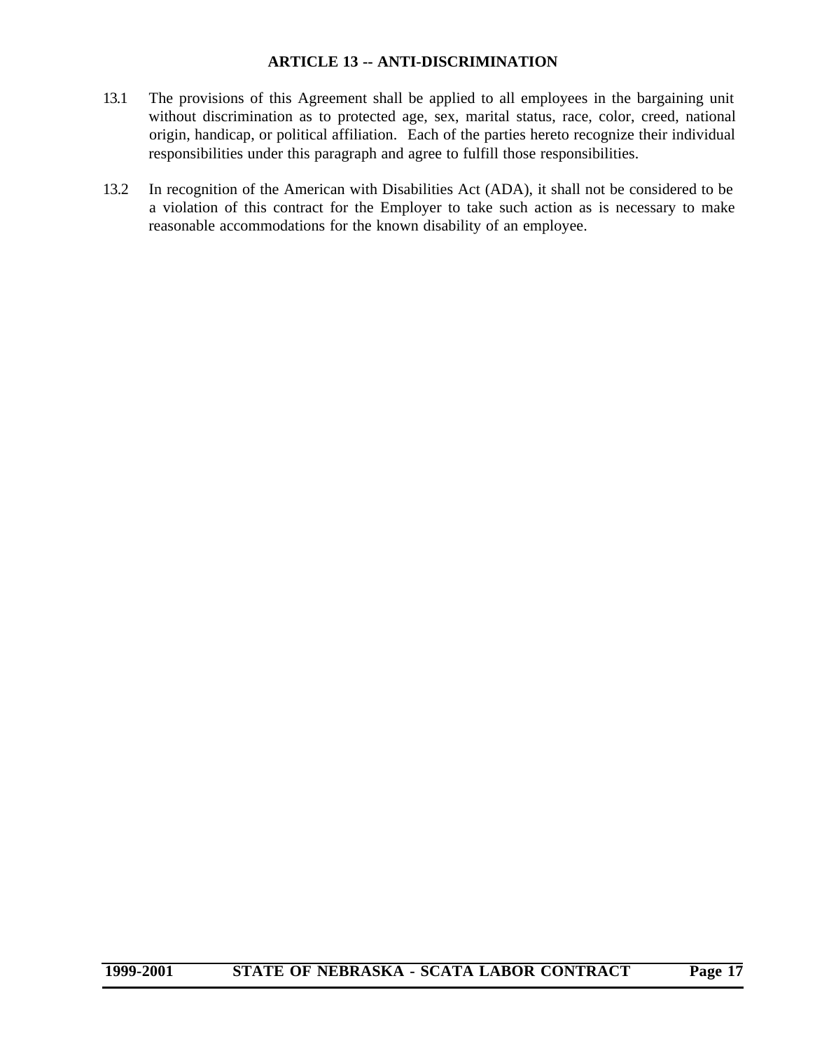## ARTICLE 13 -- ANTI-DISCRIMINATION

13.1 The provisions of this Agreement shall be applied to all employees in the bargaining unit without discrimination as to protected age, sex, marital status, race, color, creed, national origin, handicap, or political affiliation. Each of the parties hereto recognize their individual responsibilities under this paragraph and agree to fulfill those responsibilities.

13.2 In recognition of the American with Disabilities Act (ADA), it shall not be considered to be a violation of this contract for the Employer to take such action as is necessary to make reasonable accommodations for the known disability of an employee.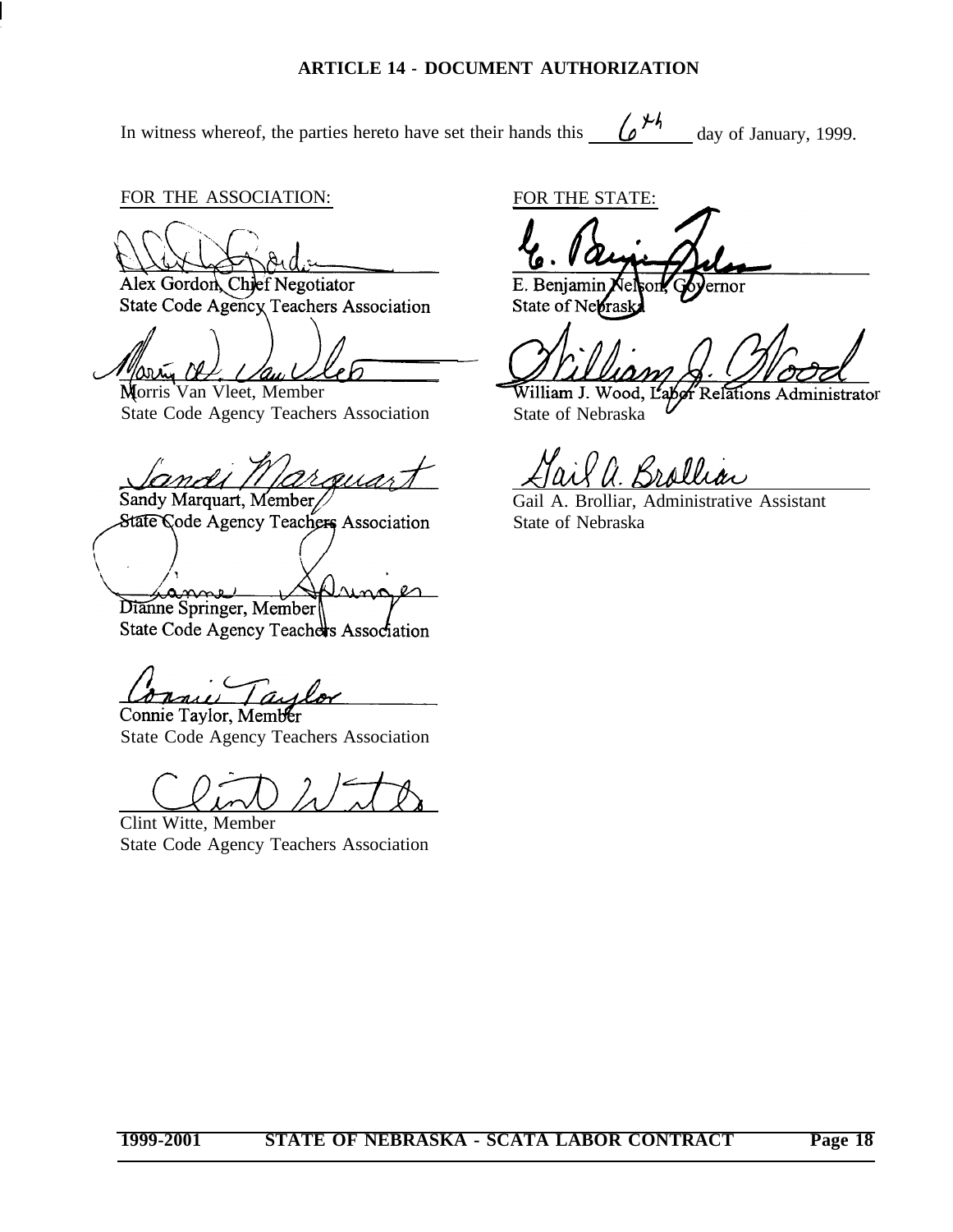## ARTICLE 14 - DOCUMENT AUTHORIZATION

In witness whereof, the parties hereto have set their hands this 6th day of January, 1999.

FOR THE ASSOCIATION:

Alex Gordon, Chief Negotiator
State Code Agency Teachers Association

Morris Van Vleet, Member
State Code Agency Teachers Association

Sandy Marquart, Member
State Code Agency Teachers Association

Dianne Springer, Member
State Code Agency Teachers Association

Connie Taylor, Member
State Code Agency Teachers Association

Clint Witte, Member
State Code Agency Teachers Association

FOR THE STATE:

E. Benjamin Nelson, Governor
State of Nebraska

William J. Wood, Labor Relations Administrator
State of Nebraska

Gail A. Brolliar, Administrative Assistant
State of Nebraska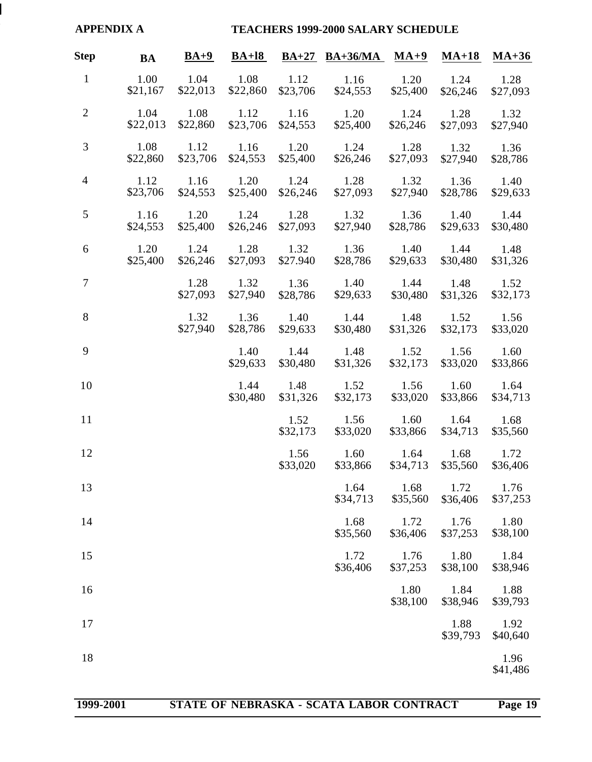**APPENDIX A** **TEACHERS 1999-2000 SALARY SCHEDULE**

| Step | BA | BA+9 | BA+18 | BA+27 | BA+36/MA | MA+9 | MA+18 | MA+36 |
|---|---|---|---|---|---|---|---|---|
| 1 | 1.00 $21,167 | 1.04 $22,013 | 1.08 $22,860 | 1.12 $23,706 | 1.16 $24,553 | 1.20 $25,400 | 1.24 $26,246 | 1.28 $27,093 |
| 2 | 1.04 $22,013 | 1.08 $22,860 | 1.12 $23,706 | 1.16 $24,553 | 1.20 $25,400 | 1.24 $26,246 | 1.28 $27,093 | 1.32 $27,940 |
| 3 | 1.08 $22,860 | 1.12 $23,706 | 1.16 $24,553 | 1.20 $25,400 | 1.24 $26,246 | 1.28 $27,093 | 1.32 $27,940 | 1.36 $28,786 |
| 4 | 1.12 $23,706 | 1.16 $24,553 | 1.20 $25,400 | 1.24 $26,246 | 1.28 $27,093 | 1.32 $27,940 | 1.36 $28,786 | 1.40 $29,633 |
| 5 | 1.16 $24,553 | 1.20 $25,400 | 1.24 $26,246 | 1.28 $27,093 | 1.32 $27,940 | 1.36 $28,786 | 1.40 $29,633 | 1.44 $30,480 |
| 6 | 1.20 $25,400 | 1.24 $26,246 | 1.28 $27,093 | 1.32 $27.940 | 1.36 $28,786 | 1.40 $29,633 | 1.44 $30,480 | 1.48 $31,326 |
| 7 | | 1.28 $27,093 | 1.32 $27,940 | 1.36 $28,786 | 1.40 $29,633 | 1.44 $30,480 | 1.48 $31,326 | 1.52 $32,173 |
| 8 | | 1.32 $27,940 | 1.36 $28,786 | 1.40 $29,633 | 1.44 $30,480 | 1.48 $31,326 | 1.52 $32,173 | 1.56 $33,020 |
| 9 | | | 1.40 $29,633 | 1.44 $30,480 | 1.48 $31,326 | 1.52 $32,173 | 1.56 $33,020 | 1.60 $33,866 |
| 10 | | | 1.44 $30,480 | 1.48 $31,326 | 1.52 $32,173 | 1.56 $33,020 | 1.60 $33,866 | 1.64 $34,713 |
| 11 | | | | 1.52 $32,173 | 1.56 $33,020 | 1.60 $33,866 | 1.64 $34,713 | 1.68 $35,560 |
| 12 | | | | 1.56 $33,020 | 1.60 $33,866 | 1.64 $34,713 | 1.68 $35,560 | 1.72 $36,406 |
| 13 | | | | | 1.64 $34,713 | 1.68 $35,560 | 1.72 $36,406 | 1.76 $37,253 |
| 14 | | | | | 1.68 $35,560 | 1.72 $36,406 | 1.76 $37,253 | 1.80 $38,100 |
| 15 | | | | | 1.72 $36,406 | 1.76 $37,253 | 1.80 $38,100 | 1.84 $38,946 |
| 16 | | | | | | 1.80 $38,100 | 1.84 $38,946 | 1.88 $39,793 |
| 17 | | | | | | | 1.88 $39,793 | 1.92 $40,640 |
| 18 | | | | | | | | 1.96 $41,486 |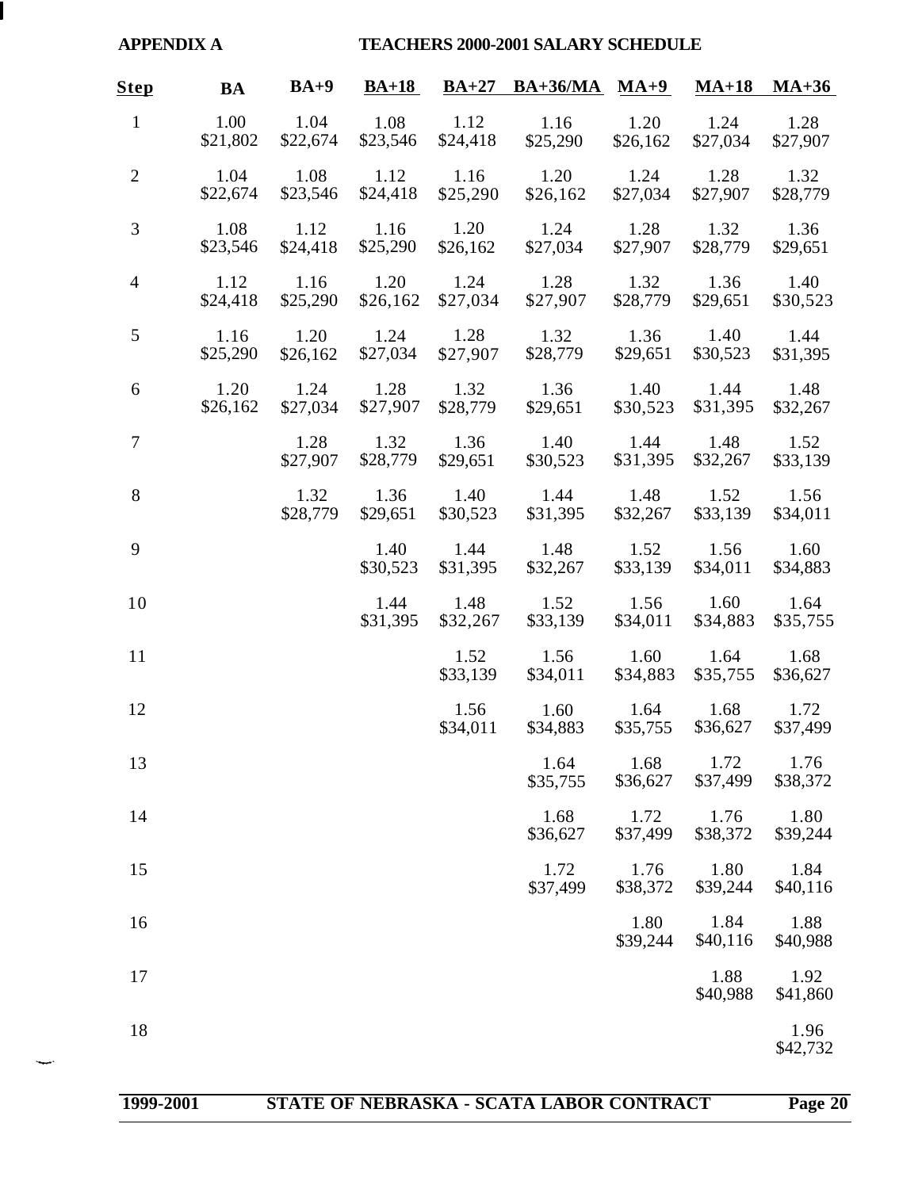**APPENDIX A** **TEACHERS 2000-2001 SALARY SCHEDULE**

| Step | BA | BA+9 | BA+18 | BA+27 | BA+36/MA | MA+9 | MA+18 | MA+36 |
|---|---|---|---|---|---|---|---|---|
| 1 | 1.00 $21,802 | 1.04 $22,674 | 1.08 $23,546 | 1.12 $24,418 | 1.16 $25,290 | 1.20 $26,162 | 1.24 $27,034 | 1.28 $27,907 |
| 2 | 1.04 $22,674 | 1.08 $23,546 | 1.12 $24,418 | 1.16 $25,290 | 1.20 $26,162 | 1.24 $27,034 | 1.28 $27,907 | 1.32 $28,779 |
| 3 | 1.08 $23,546 | 1.12 $24,418 | 1.16 $25,290 | 1.20 $26,162 | 1.24 $27,034 | 1.28 $27,907 | 1.32 $28,779 | 1.36 $29,651 |
| 4 | 1.12 $24,418 | 1.16 $25,290 | 1.20 $26,162 | 1.24 $27,034 | 1.28 $27,907 | 1.32 $28,779 | 1.36 $29,651 | 1.40 $30,523 |
| 5 | 1.16 $25,290 | 1.20 $26,162 | 1.24 $27,034 | 1.28 $27,907 | 1.32 $28,779 | 1.36 $29,651 | 1.40 $30,523 | 1.44 $31,395 |
| 6 | 1.20 $26,162 | 1.24 $27,034 | 1.28 $27,907 | 1.32 $28,779 | 1.36 $29,651 | 1.40 $30,523 | 1.44 $31,395 | 1.48 $32,267 |
| 7 | | 1.28 $27,907 | 1.32 $28,779 | 1.36 $29,651 | 1.40 $30,523 | 1.44 $31,395 | 1.48 $32,267 | 1.52 $33,139 |
| 8 | | 1.32 $28,779 | 1.36 $29,651 | 1.40 $30,523 | 1.44 $31,395 | 1.48 $32,267 | 1.52 $33,139 | 1.56 $34,011 |
| 9 | | | 1.40 $30,523 | 1.44 $31,395 | 1.48 $32,267 | 1.52 $33,139 | 1.56 $34,011 | 1.60 $34,883 |
| 10 | | | 1.44 $31,395 | 1.48 $32,267 | 1.52 $33,139 | 1.56 $34,011 | 1.60 $34,883 | 1.64 $35,755 |
| 11 | | | | 1.52 $33,139 | 1.56 $34,011 | 1.60 $34,883 | 1.64 $35,755 | 1.68 $36,627 |
| 12 | | | | 1.56 $34,011 | 1.60 $34,883 | 1.64 $35,755 | 1.68 $36,627 | 1.72 $37,499 |
| 13 | | | | | 1.64 $35,755 | 1.68 $36,627 | 1.72 $37,499 | 1.76 $38,372 |
| 14 | | | | | 1.68 $36,627 | 1.72 $37,499 | 1.76 $38,372 | 1.80 $39,244 |
| 15 | | | | | 1.72 $37,499 | 1.76 $38,372 | 1.80 $39,244 | 1.84 $40,116 |
| 16 | | | | | | 1.80 $39,244 | 1.84 $40,116 | 1.88 $40,988 |
| 17 | | | | | | | 1.88 $40,988 | 1.92 $41,860 |
| 18 | | | | | | | | 1.96 $42,732 |